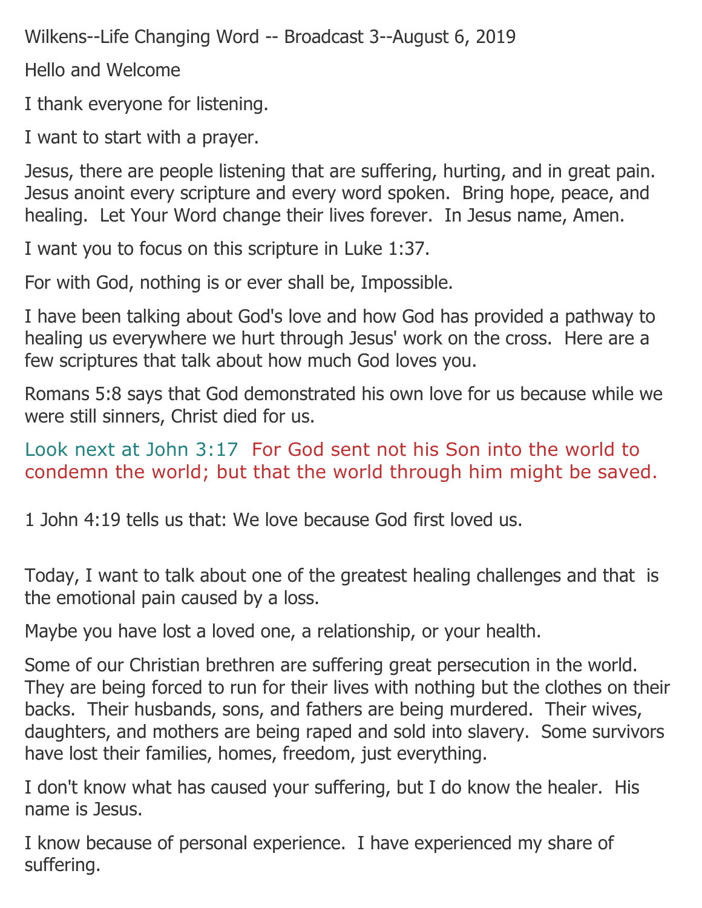Wilkens--Life Changing Word -- Broadcast 3--August 6, 2019

Hello and Welcome

I thank everyone for listening.

I want to start with a prayer.

Jesus, there are people listening that are suffering, hurting, and in great pain. Jesus anoint every scripture and every word spoken. Bring hope, peace, and healing. Let Your Word change their lives forever. In Jesus name, Amen.

I want you to focus on this scripture in Luke 1:37.

For with God, nothing is or ever shall be, Impossible.

I have been talking about God's love and how God has provided a pathway to healing us everywhere we hurt through Jesus' work on the cross. Here are a few scriptures that talk about how much God loves you.

Romans 5:8 says that God demonstrated his own love for us because while we were still sinners, Christ died for us.

Look next at John 3:17 For God sent not his Son into the world to condemn the world; but that the world through him might be saved.

1 John 4:19 tells us that: We love because God first loved us.

Today, I want to talk about one of the greatest healing challenges and that is the emotional pain caused by a loss.

Maybe you have lost a loved one, a relationship, or your health.

Some of our Christian brethren are suffering great persecution in the world. They are being forced to run for their lives with nothing but the clothes on their backs. Their husbands, sons, and fathers are being murdered. Their wives, daughters, and mothers are being raped and sold into slavery. Some survivors have lost their families, homes, freedom, just everything.

I don't know what has caused your suffering, but I do know the healer. His name is Jesus.

I know because of personal experience. I have experienced my share of suffering.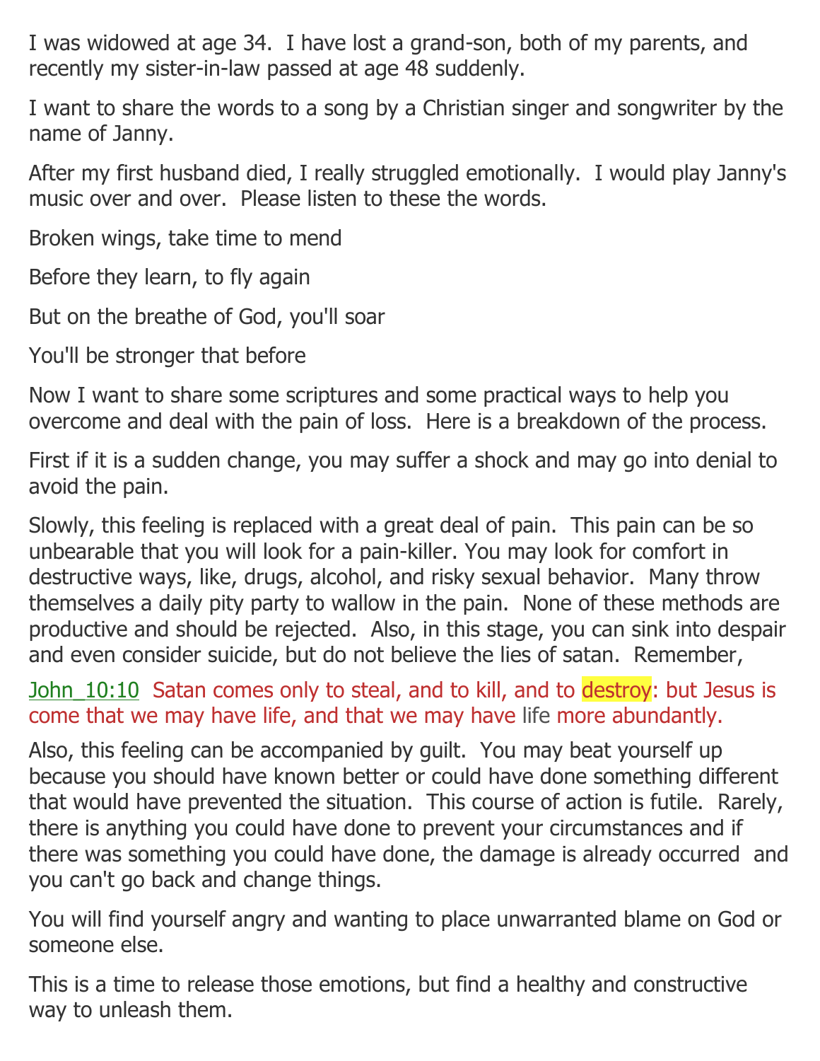I was widowed at age 34. I have lost a grand-son, both of my parents, and recently my sister-in-law passed at age 48 suddenly.

I want to share the words to a song by a Christian singer and songwriter by the name of Janny.

After my first husband died, I really struggled emotionally. I would play Janny's music over and over. Please listen to these the words.

Broken wings, take time to mend

Before they learn, to fly again

But on the breathe of God, you'll soar

You'll be stronger that before

Now I want to share some scriptures and some practical ways to help you overcome and deal with the pain of loss. Here is a breakdown of the process.

First if it is a sudden change, you may suffer a shock and may go into denial to avoid the pain.

Slowly, this feeling is replaced with a great deal of pain. This pain can be so unbearable that you will look for a pain-killer. You may look for comfort in destructive ways, like, drugs, alcohol, and risky sexual behavior. Many throw themselves a daily pity party to wallow in the pain. None of these methods are productive and should be rejected. Also, in this stage, you can sink into despair and even consider suicide, but do not believe the lies of satan. Remember,

John_10:10 Satan comes only to steal, and to kill, and to destroy: but Jesus is come that we may have life, and that we may have life more abundantly.

Also, this feeling can be accompanied by guilt. You may beat yourself up because you should have known better or could have done something different that would have prevented the situation. This course of action is futile. Rarely, there is anything you could have done to prevent your circumstances and if there was something you could have done, the damage is already occurred and you can't go back and change things.

You will find yourself angry and wanting to place unwarranted blame on God or someone else.

This is a time to release those emotions, but find a healthy and constructive way to unleash them.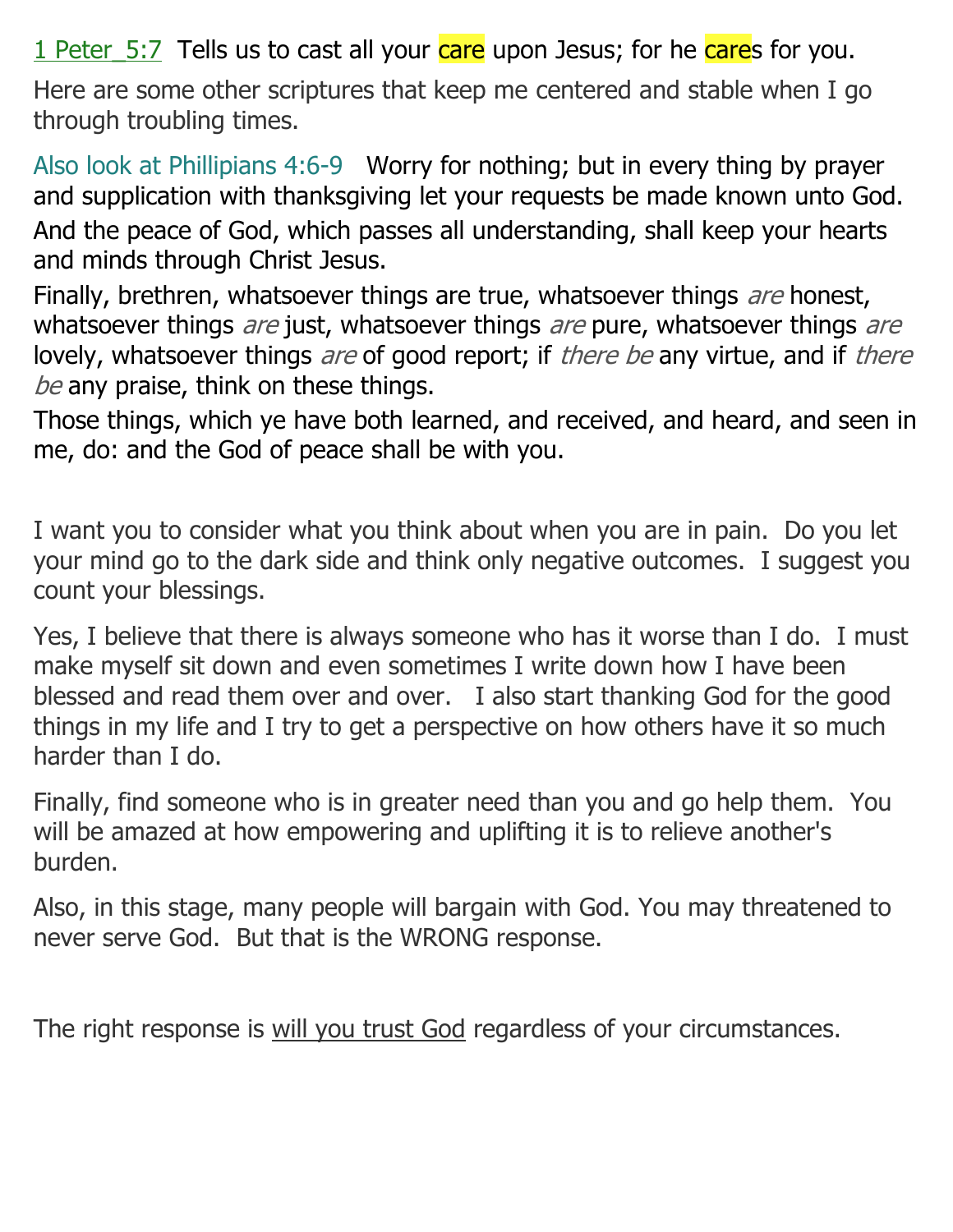1 Peter_5:7  Tells us to cast all your care upon Jesus; for he cares for you.

Here are some other scriptures that keep me centered and stable when I go through troubling times.

Also look at Phillipians 4:6-9   Worry for nothing; but in every thing by prayer and supplication with thanksgiving let your requests be made known unto God. And the peace of God, which passes all understanding, shall keep your hearts and minds through Christ Jesus.

Finally, brethren, whatsoever things are true, whatsoever things *are* honest, whatsoever things *are* just, whatsoever things *are* pure, whatsoever things *are* lovely, whatsoever things *are* of good report; if *there be* any virtue, and if *there be* any praise, think on these things.

Those things, which ye have both learned, and received, and heard, and seen in me, do: and the God of peace shall be with you.

I want you to consider what you think about when you are in pain.  Do you let your mind go to the dark side and think only negative outcomes.  I suggest you count your blessings.

Yes, I believe that there is always someone who has it worse than I do.  I must make myself sit down and even sometimes I write down how I have been blessed and read them over and over.   I also start thanking God for the good things in my life and I try to get a perspective on how others have it so much harder than I do.

Finally, find someone who is in greater need than you and go help them.  You will be amazed at how empowering and uplifting it is to relieve another's burden.

Also, in this stage, many people will bargain with God. You may threatened to never serve God.  But that is the WRONG response.

The right response is <u>will you trust God</u> regardless of your circumstances.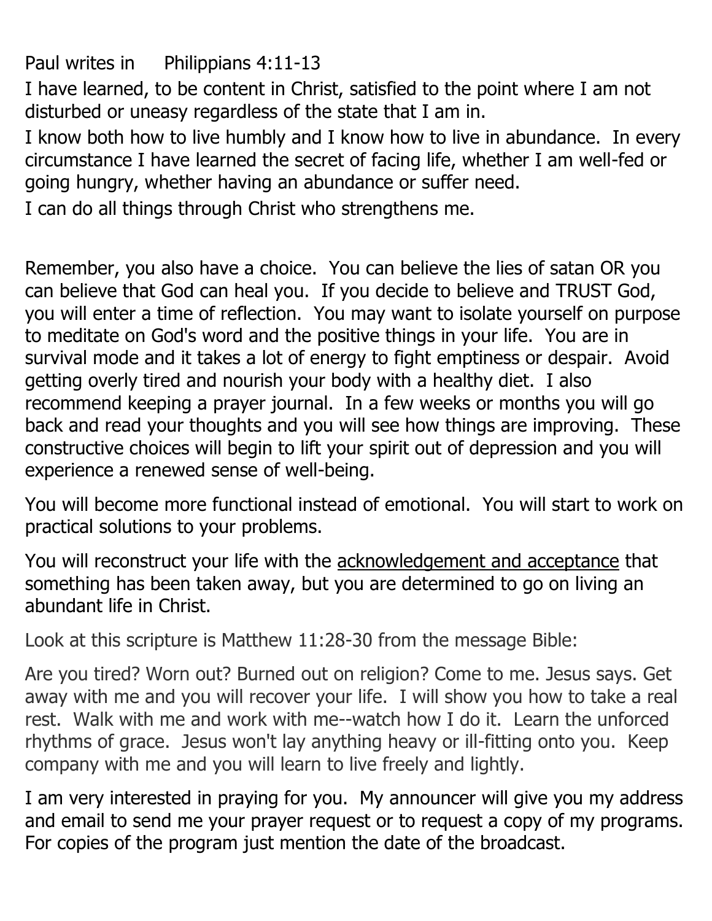Paul writes in Philippians 4:11-13

I have learned, to be content in Christ, satisfied to the point where I am not disturbed or uneasy regardless of the state that I am in.

I know both how to live humbly and I know how to live in abundance. In every circumstance I have learned the secret of facing life, whether I am well-fed or going hungry, whether having an abundance or suffer need.

I can do all things through Christ who strengthens me.

Remember, you also have a choice. You can believe the lies of satan OR you can believe that God can heal you. If you decide to believe and TRUST God, you will enter a time of reflection. You may want to isolate yourself on purpose to meditate on God's word and the positive things in your life. You are in survival mode and it takes a lot of energy to fight emptiness or despair. Avoid getting overly tired and nourish your body with a healthy diet. I also recommend keeping a prayer journal. In a few weeks or months you will go back and read your thoughts and you will see how things are improving. These constructive choices will begin to lift your spirit out of depression and you will experience a renewed sense of well-being.

You will become more functional instead of emotional. You will start to work on practical solutions to your problems.

You will reconstruct your life with the <u>acknowledgement and acceptance</u> that something has been taken away, but you are determined to go on living an abundant life in Christ.

Look at this scripture is Matthew 11:28-30 from the message Bible:

Are you tired? Worn out? Burned out on religion? Come to me. Jesus says. Get away with me and you will recover your life. I will show you how to take a real rest. Walk with me and work with me--watch how I do it. Learn the unforced rhythms of grace. Jesus won't lay anything heavy or ill-fitting onto you. Keep company with me and you will learn to live freely and lightly.

I am very interested in praying for you. My announcer will give you my address and email to send me your prayer request or to request a copy of my programs. For copies of the program just mention the date of the broadcast.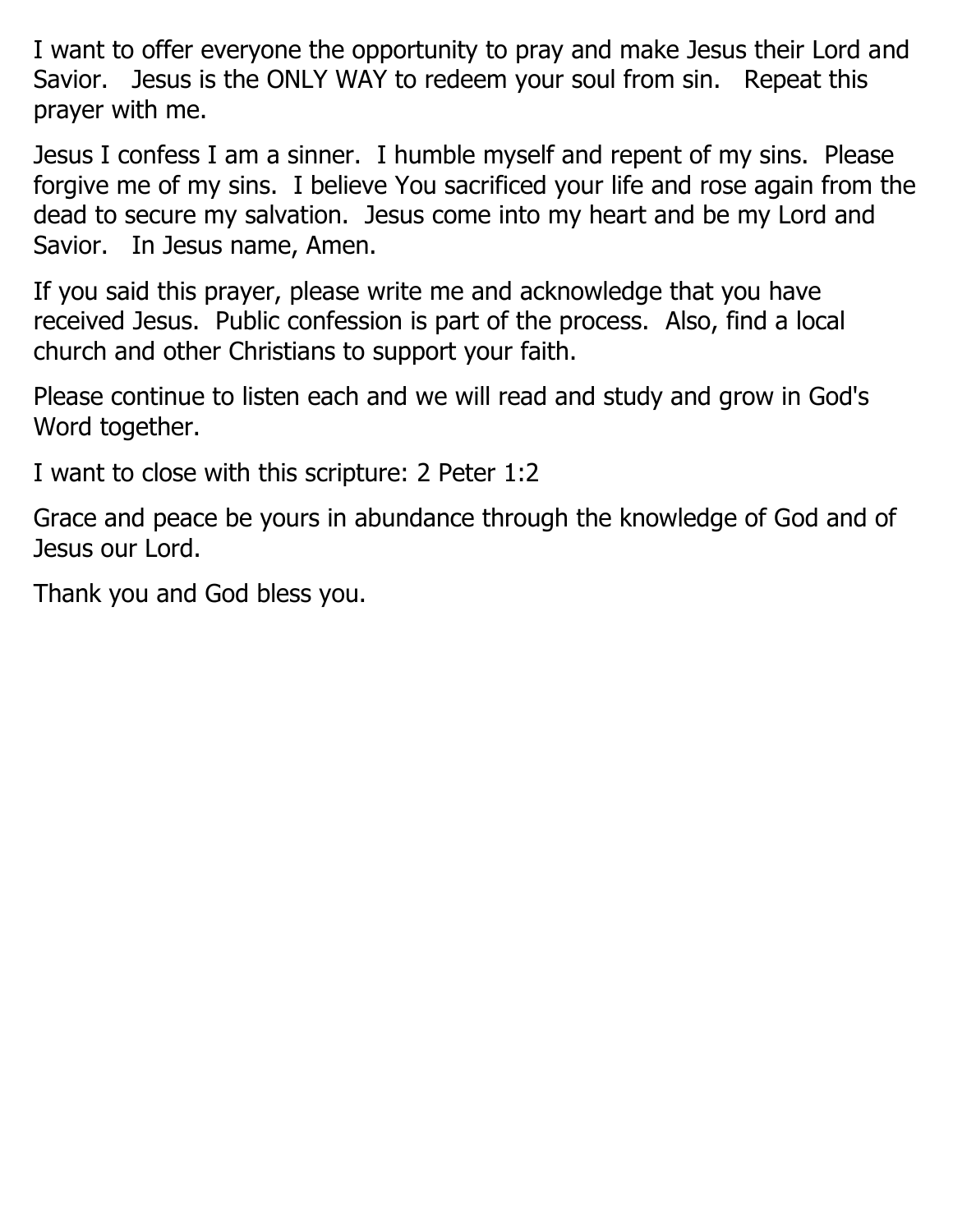I want to offer everyone the opportunity to pray and make Jesus their Lord and Savior. Jesus is the ONLY WAY to redeem your soul from sin. Repeat this prayer with me.

Jesus I confess I am a sinner. I humble myself and repent of my sins. Please forgive me of my sins. I believe You sacrificed your life and rose again from the dead to secure my salvation. Jesus come into my heart and be my Lord and Savior. In Jesus name, Amen.

If you said this prayer, please write me and acknowledge that you have received Jesus. Public confession is part of the process. Also, find a local church and other Christians to support your faith.

Please continue to listen each and we will read and study and grow in God's Word together.

I want to close with this scripture: 2 Peter 1:2

Grace and peace be yours in abundance through the knowledge of God and of Jesus our Lord.

Thank you and God bless you.